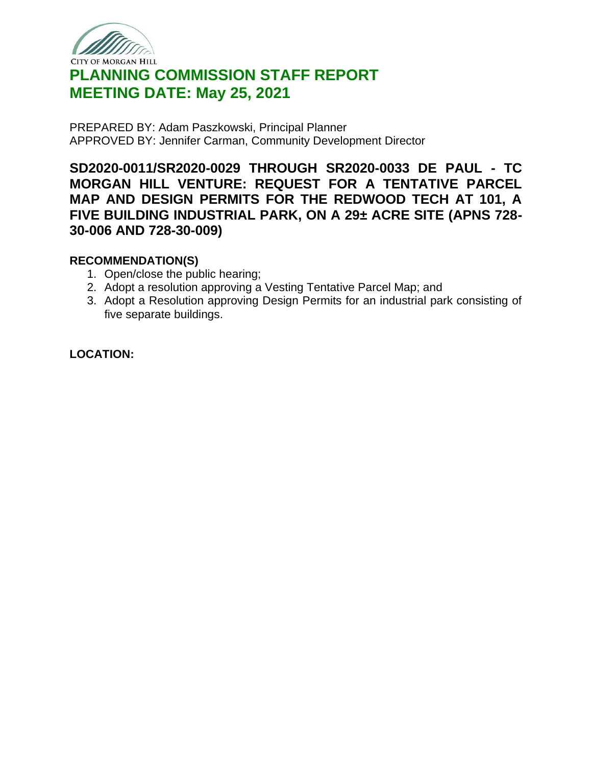CITY OF MORGAN HILL

# PLANNING COMMISSION STAFF REPORT
# MEETING DATE: May 25, 2021

PREPARED BY: Adam Paszkowski, Principal Planner
APPROVED BY: Jennifer Carman, Community Development Director

## SD2020-0011/SR2020-0029 THROUGH SR2020-0033 DE PAUL - TC MORGAN HILL VENTURE: REQUEST FOR A TENTATIVE PARCEL MAP AND DESIGN PERMITS FOR THE REDWOOD TECH AT 101, A FIVE BUILDING INDUSTRIAL PARK, ON A 29± ACRE SITE (APNS 728-30-006 AND 728-30-009)

### RECOMMENDATION(S)

1. Open/close the public hearing;
2. Adopt a resolution approving a Vesting Tentative Parcel Map; and
3. Adopt a Resolution approving Design Permits for an industrial park consisting of five separate buildings.

**LOCATION:**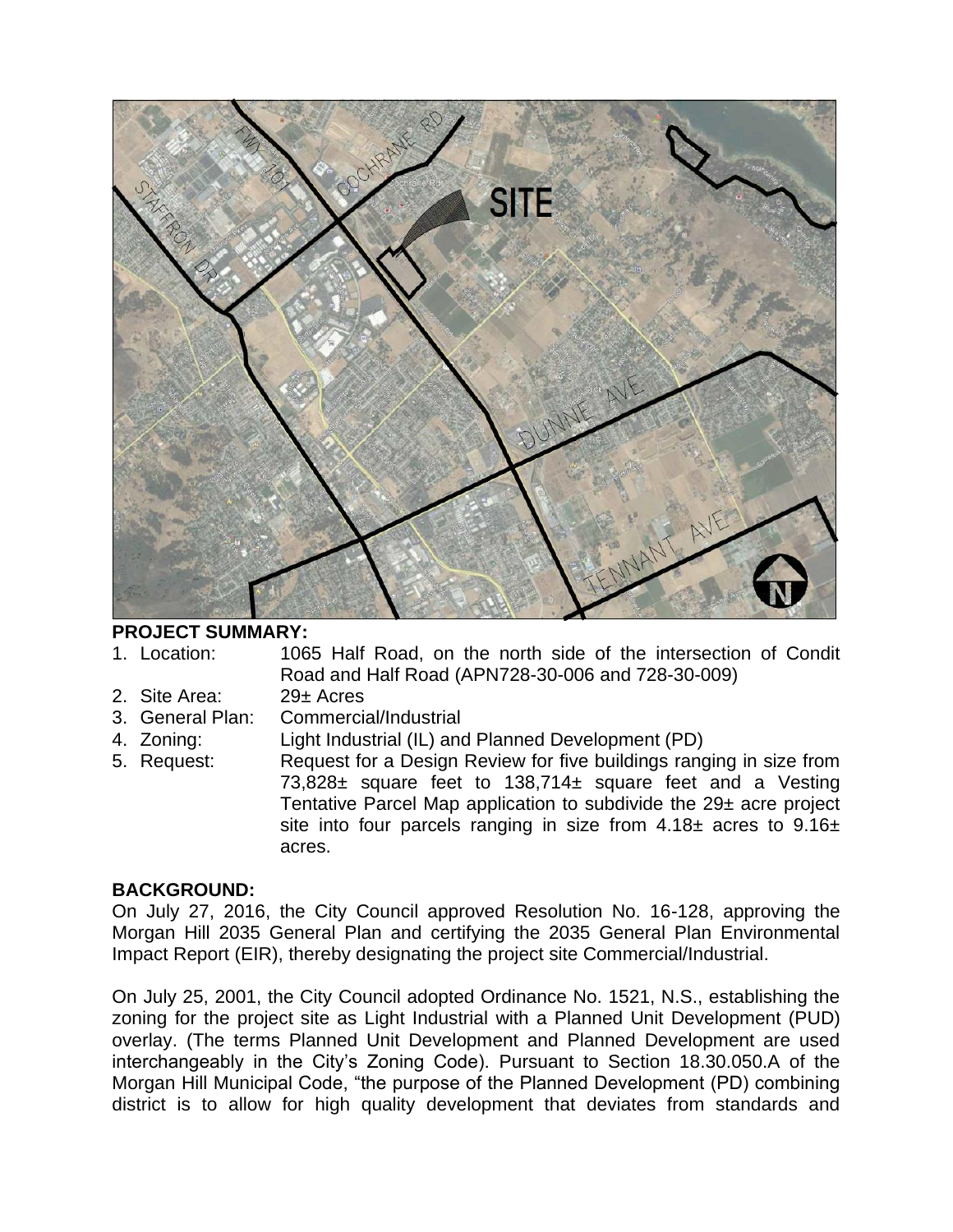**PROJECT SUMMARY:**

1. Location: 1065 Half Road, on the north side of the intersection of Condit Road and Half Road (APN728-30-006 and 728-30-009)
2. Site Area: 29± Acres
3. General Plan: Commercial/Industrial
4. Zoning: Light Industrial (IL) and Planned Development (PD)
5. Request: Request for a Design Review for five buildings ranging in size from 73,828± square feet to 138,714± square feet and a Vesting Tentative Parcel Map application to subdivide the 29± acre project site into four parcels ranging in size from 4.18± acres to 9.16± acres.

**BACKGROUND:**

On July 27, 2016, the City Council approved Resolution No. 16-128, approving the Morgan Hill 2035 General Plan and certifying the 2035 General Plan Environmental Impact Report (EIR), thereby designating the project site Commercial/Industrial.

On July 25, 2001, the City Council adopted Ordinance No. 1521, N.S., establishing the zoning for the project site as Light Industrial with a Planned Unit Development (PUD) overlay. (The terms Planned Unit Development and Planned Development are used interchangeably in the City's Zoning Code). Pursuant to Section 18.30.050.A of the Morgan Hill Municipal Code, "the purpose of the Planned Development (PD) combining district is to allow for high quality development that deviates from standards and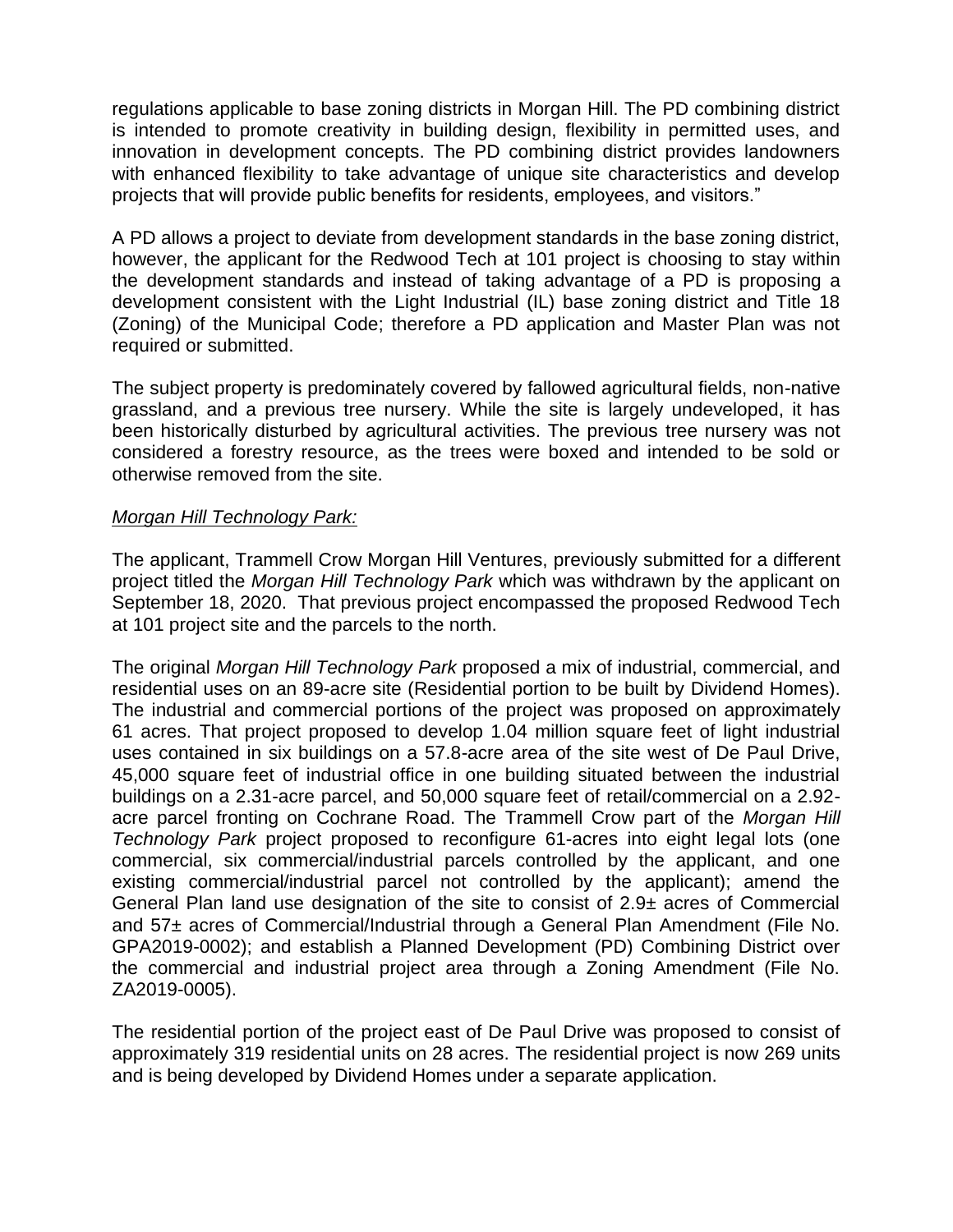regulations applicable to base zoning districts in Morgan Hill. The PD combining district is intended to promote creativity in building design, flexibility in permitted uses, and innovation in development concepts. The PD combining district provides landowners with enhanced flexibility to take advantage of unique site characteristics and develop projects that will provide public benefits for residents, employees, and visitors."

A PD allows a project to deviate from development standards in the base zoning district, however, the applicant for the Redwood Tech at 101 project is choosing to stay within the development standards and instead of taking advantage of a PD is proposing a development consistent with the Light Industrial (IL) base zoning district and Title 18 (Zoning) of the Municipal Code; therefore a PD application and Master Plan was not required or submitted.

The subject property is predominately covered by fallowed agricultural fields, non-native grassland, and a previous tree nursery. While the site is largely undeveloped, it has been historically disturbed by agricultural activities. The previous tree nursery was not considered a forestry resource, as the trees were boxed and intended to be sold or otherwise removed from the site.

*Morgan Hill Technology Park:*

The applicant, Trammell Crow Morgan Hill Ventures, previously submitted for a different project titled the *Morgan Hill Technology Park* which was withdrawn by the applicant on September 18, 2020. That previous project encompassed the proposed Redwood Tech at 101 project site and the parcels to the north.

The original *Morgan Hill Technology Park* proposed a mix of industrial, commercial, and residential uses on an 89-acre site (Residential portion to be built by Dividend Homes). The industrial and commercial portions of the project was proposed on approximately 61 acres. That project proposed to develop 1.04 million square feet of light industrial uses contained in six buildings on a 57.8-acre area of the site west of De Paul Drive, 45,000 square feet of industrial office in one building situated between the industrial buildings on a 2.31-acre parcel, and 50,000 square feet of retail/commercial on a 2.92-acre parcel fronting on Cochrane Road. The Trammell Crow part of the *Morgan Hill Technology Park* project proposed to reconfigure 61-acres into eight legal lots (one commercial, six commercial/industrial parcels controlled by the applicant, and one existing commercial/industrial parcel not controlled by the applicant); amend the General Plan land use designation of the site to consist of 2.9± acres of Commercial and 57± acres of Commercial/Industrial through a General Plan Amendment (File No. GPA2019-0002); and establish a Planned Development (PD) Combining District over the commercial and industrial project area through a Zoning Amendment (File No. ZA2019-0005).

The residential portion of the project east of De Paul Drive was proposed to consist of approximately 319 residential units on 28 acres. The residential project is now 269 units and is being developed by Dividend Homes under a separate application.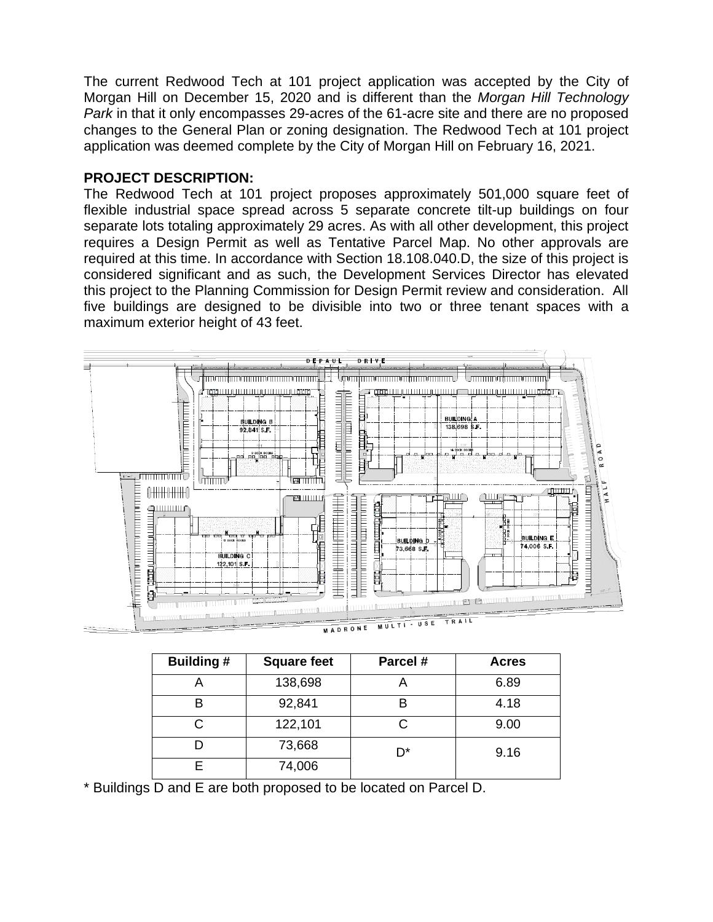The current Redwood Tech at 101 project application was accepted by the City of Morgan Hill on December 15, 2020 and is different than the *Morgan Hill Technology Park* in that it only encompasses 29-acres of the 61-acre site and there are no proposed changes to the General Plan or zoning designation. The Redwood Tech at 101 project application was deemed complete by the City of Morgan Hill on February 16, 2021.

**PROJECT DESCRIPTION:**

The Redwood Tech at 101 project proposes approximately 501,000 square feet of flexible industrial space spread across 5 separate concrete tilt-up buildings on four separate lots totaling approximately 29 acres. As with all other development, this project requires a Design Permit as well as Tentative Parcel Map. No other approvals are required at this time. In accordance with Section 18.108.040.D, the size of this project is considered significant and as such, the Development Services Director has elevated this project to the Planning Commission for Design Permit review and consideration. All five buildings are designed to be divisible into two or three tenant spaces with a maximum exterior height of 43 feet.

| Building # | Square feet | Parcel # | Acres |
|---|---|---|---|
| A | 138,698 | A | 6.89 |
| B | 92,841 | B | 4.18 |
| C | 122,101 | C | 9.00 |
| D | 73,668 | D* | 9.16 |
| E | 74,006 | | |

\* Buildings D and E are both proposed to be located on Parcel D.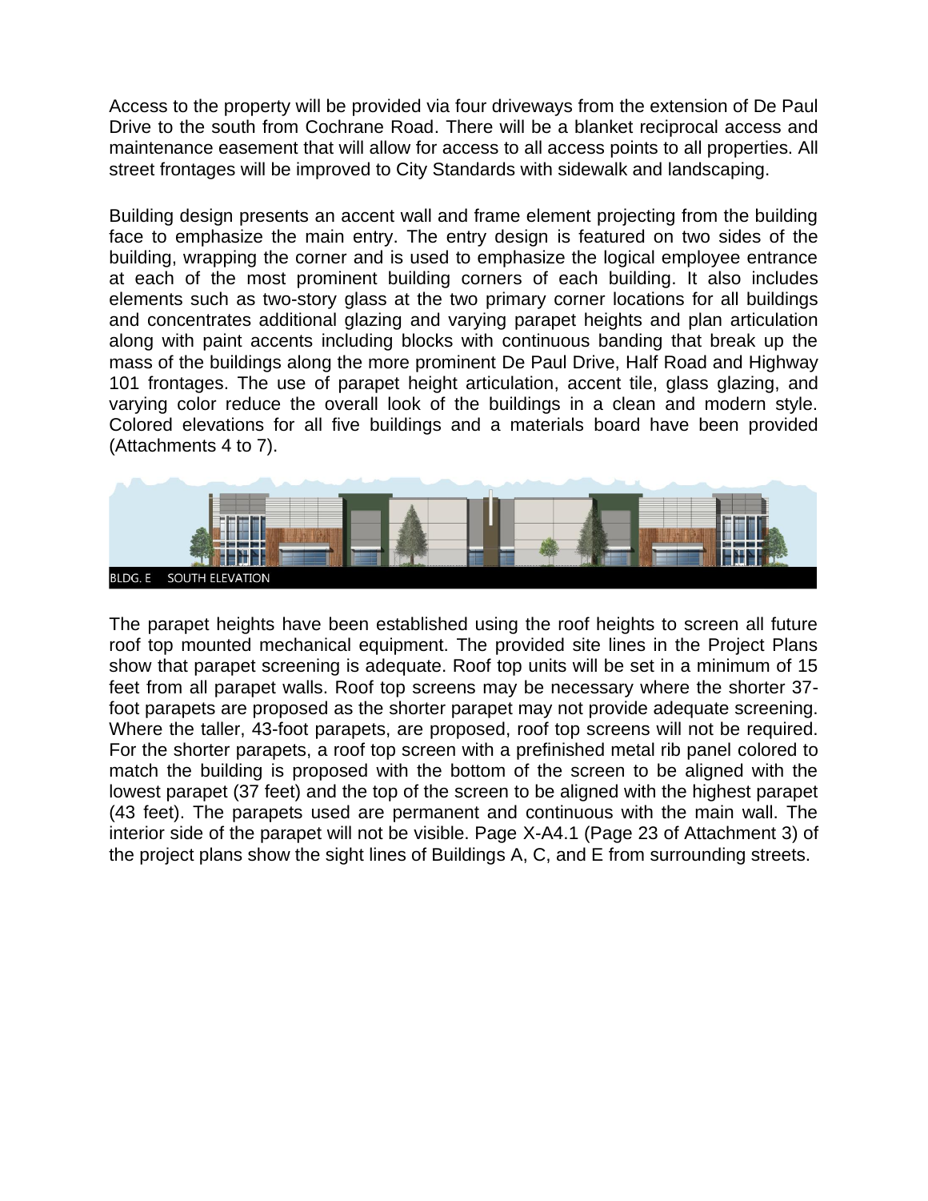Access to the property will be provided via four driveways from the extension of De Paul Drive to the south from Cochrane Road. There will be a blanket reciprocal access and maintenance easement that will allow for access to all access points to all properties. All street frontages will be improved to City Standards with sidewalk and landscaping.

Building design presents an accent wall and frame element projecting from the building face to emphasize the main entry. The entry design is featured on two sides of the building, wrapping the corner and is used to emphasize the logical employee entrance at each of the most prominent building corners of each building. It also includes elements such as two-story glass at the two primary corner locations for all buildings and concentrates additional glazing and varying parapet heights and plan articulation along with paint accents including blocks with continuous banding that break up the mass of the buildings along the more prominent De Paul Drive, Half Road and Highway 101 frontages. The use of parapet height articulation, accent tile, glass glazing, and varying color reduce the overall look of the buildings in a clean and modern style. Colored elevations for all five buildings and a materials board have been provided (Attachments 4 to 7).

BLDG. E SOUTH ELEVATION

The parapet heights have been established using the roof heights to screen all future roof top mounted mechanical equipment. The provided site lines in the Project Plans show that parapet screening is adequate. Roof top units will be set in a minimum of 15 feet from all parapet walls. Roof top screens may be necessary where the shorter 37-foot parapets are proposed as the shorter parapet may not provide adequate screening. Where the taller, 43-foot parapets, are proposed, roof top screens will not be required. For the shorter parapets, a roof top screen with a prefinished metal rib panel colored to match the building is proposed with the bottom of the screen to be aligned with the lowest parapet (37 feet) and the top of the screen to be aligned with the highest parapet (43 feet). The parapets used are permanent and continuous with the main wall. The interior side of the parapet will not be visible. Page X-A4.1 (Page 23 of Attachment 3) of the project plans show the sight lines of Buildings A, C, and E from surrounding streets.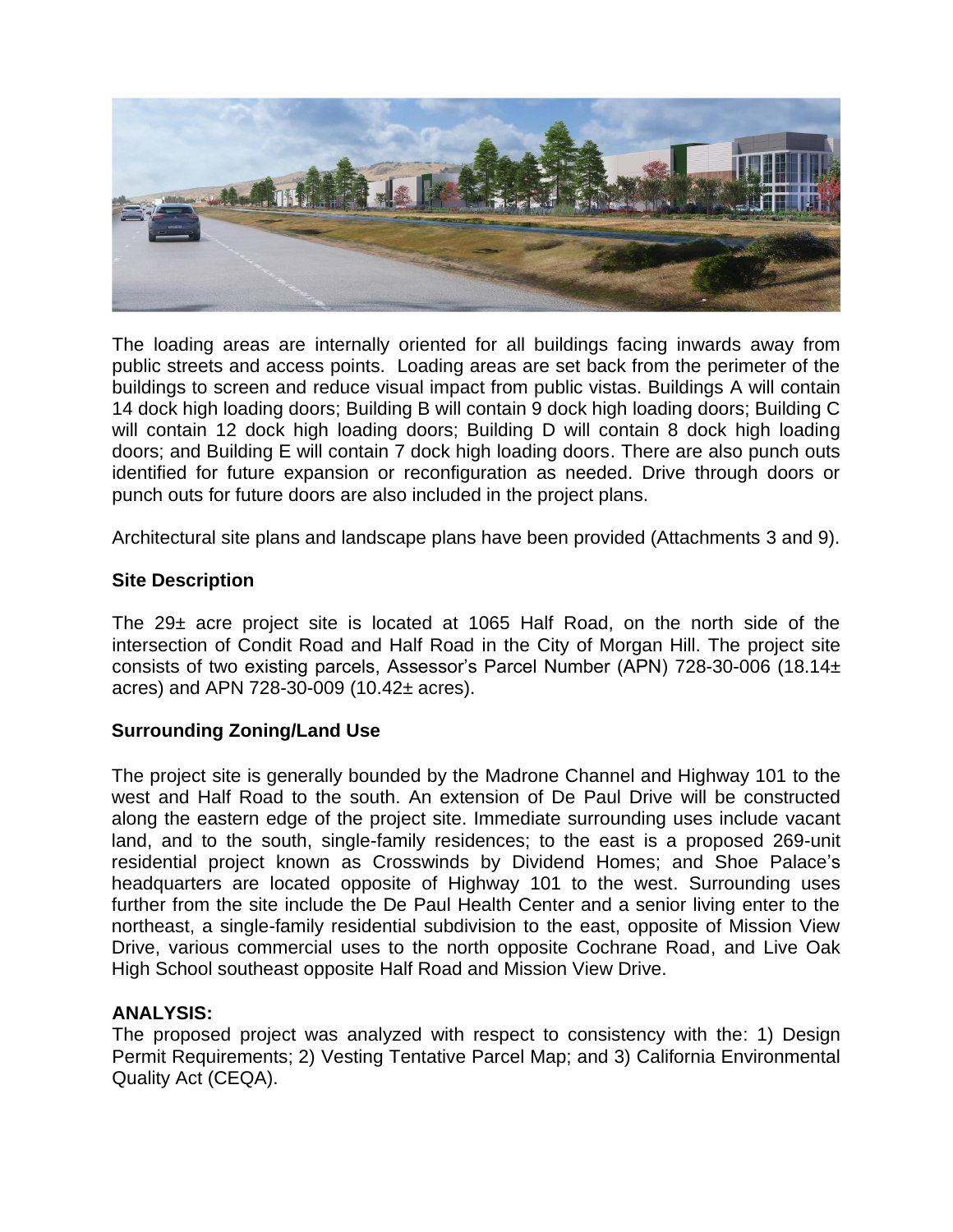The loading areas are internally oriented for all buildings facing inwards away from public streets and access points. Loading areas are set back from the perimeter of the buildings to screen and reduce visual impact from public vistas. Buildings A will contain 14 dock high loading doors; Building B will contain 9 dock high loading doors; Building C will contain 12 dock high loading doors; Building D will contain 8 dock high loading doors; and Building E will contain 7 dock high loading doors. There are also punch outs identified for future expansion or reconfiguration as needed. Drive through doors or punch outs for future doors are also included in the project plans.

Architectural site plans and landscape plans have been provided (Attachments 3 and 9).

**Site Description**

The 29± acre project site is located at 1065 Half Road, on the north side of the intersection of Condit Road and Half Road in the City of Morgan Hill. The project site consists of two existing parcels, Assessor's Parcel Number (APN) 728-30-006 (18.14± acres) and APN 728-30-009 (10.42± acres).

**Surrounding Zoning/Land Use**

The project site is generally bounded by the Madrone Channel and Highway 101 to the west and Half Road to the south. An extension of De Paul Drive will be constructed along the eastern edge of the project site. Immediate surrounding uses include vacant land, and to the south, single-family residences; to the east is a proposed 269-unit residential project known as Crosswinds by Dividend Homes; and Shoe Palace's headquarters are located opposite of Highway 101 to the west. Surrounding uses further from the site include the De Paul Health Center and a senior living enter to the northeast, a single-family residential subdivision to the east, opposite of Mission View Drive, various commercial uses to the north opposite Cochrane Road, and Live Oak High School southeast opposite Half Road and Mission View Drive.

**ANALYSIS:**

The proposed project was analyzed with respect to consistency with the: 1) Design Permit Requirements; 2) Vesting Tentative Parcel Map; and 3) California Environmental Quality Act (CEQA).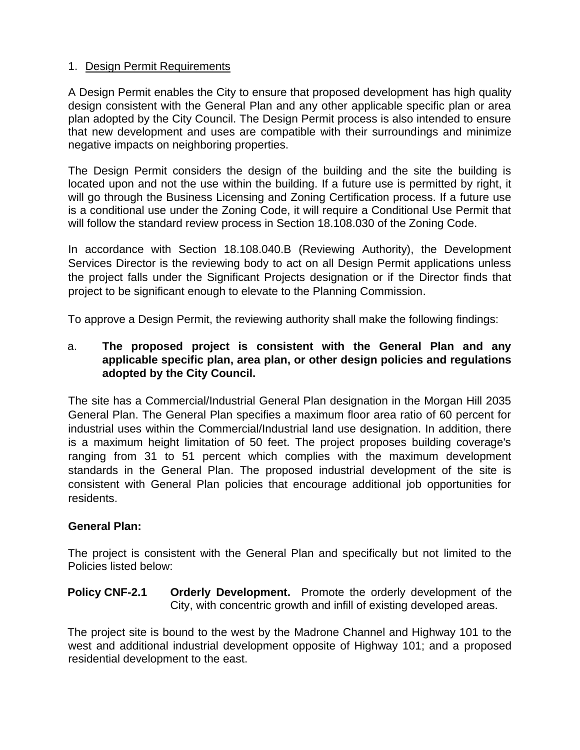1. Design Permit Requirements

A Design Permit enables the City to ensure that proposed development has high quality design consistent with the General Plan and any other applicable specific plan or area plan adopted by the City Council. The Design Permit process is also intended to ensure that new development and uses are compatible with their surroundings and minimize negative impacts on neighboring properties.

The Design Permit considers the design of the building and the site the building is located upon and not the use within the building. If a future use is permitted by right, it will go through the Business Licensing and Zoning Certification process. If a future use is a conditional use under the Zoning Code, it will require a Conditional Use Permit that will follow the standard review process in Section 18.108.030 of the Zoning Code.

In accordance with Section 18.108.040.B (Reviewing Authority), the Development Services Director is the reviewing body to act on all Design Permit applications unless the project falls under the Significant Projects designation or if the Director finds that project to be significant enough to elevate to the Planning Commission.

To approve a Design Permit, the reviewing authority shall make the following findings:

a. **The proposed project is consistent with the General Plan and any applicable specific plan, area plan, or other design policies and regulations adopted by the City Council.**

The site has a Commercial/Industrial General Plan designation in the Morgan Hill 2035 General Plan. The General Plan specifies a maximum floor area ratio of 60 percent for industrial uses within the Commercial/Industrial land use designation. In addition, there is a maximum height limitation of 50 feet. The project proposes building coverage's ranging from 31 to 51 percent which complies with the maximum development standards in the General Plan. The proposed industrial development of the site is consistent with General Plan policies that encourage additional job opportunities for residents.

**General Plan:**

The project is consistent with the General Plan and specifically but not limited to the Policies listed below:

**Policy CNF-2.1** **Orderly Development.** Promote the orderly development of the City, with concentric growth and infill of existing developed areas.

The project site is bound to the west by the Madrone Channel and Highway 101 to the west and additional industrial development opposite of Highway 101; and a proposed residential development to the east.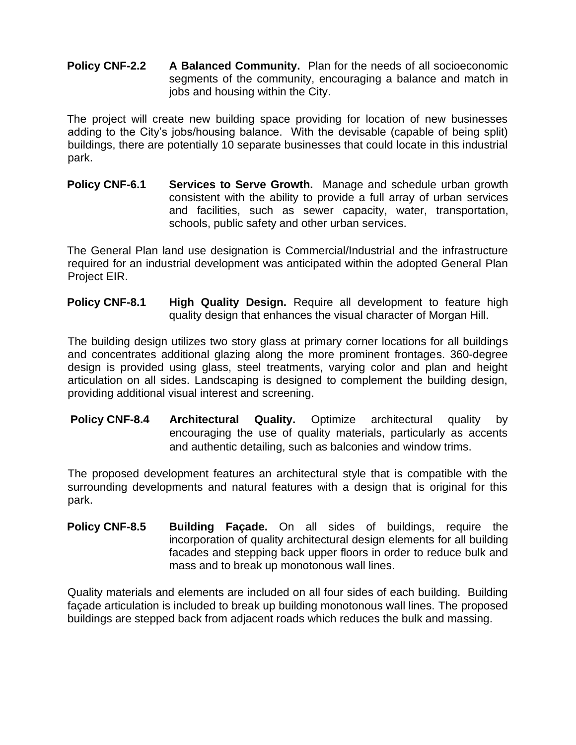**Policy CNF-2.2 A Balanced Community.** Plan for the needs of all socioeconomic segments of the community, encouraging a balance and match in jobs and housing within the City.

The project will create new building space providing for location of new businesses adding to the City's jobs/housing balance. With the devisable (capable of being split) buildings, there are potentially 10 separate businesses that could locate in this industrial park.

**Policy CNF-6.1 Services to Serve Growth.** Manage and schedule urban growth consistent with the ability to provide a full array of urban services and facilities, such as sewer capacity, water, transportation, schools, public safety and other urban services.

The General Plan land use designation is Commercial/Industrial and the infrastructure required for an industrial development was anticipated within the adopted General Plan Project EIR.

**Policy CNF-8.1 High Quality Design.** Require all development to feature high quality design that enhances the visual character of Morgan Hill.

The building design utilizes two story glass at primary corner locations for all buildings and concentrates additional glazing along the more prominent frontages. 360-degree design is provided using glass, steel treatments, varying color and plan and height articulation on all sides. Landscaping is designed to complement the building design, providing additional visual interest and screening.

**Policy CNF-8.4 Architectural Quality.** Optimize architectural quality by encouraging the use of quality materials, particularly as accents and authentic detailing, such as balconies and window trims.

The proposed development features an architectural style that is compatible with the surrounding developments and natural features with a design that is original for this park.

**Policy CNF-8.5 Building Façade.** On all sides of buildings, require the incorporation of quality architectural design elements for all building facades and stepping back upper floors in order to reduce bulk and mass and to break up monotonous wall lines.

Quality materials and elements are included on all four sides of each building. Building façade articulation is included to break up building monotonous wall lines. The proposed buildings are stepped back from adjacent roads which reduces the bulk and massing.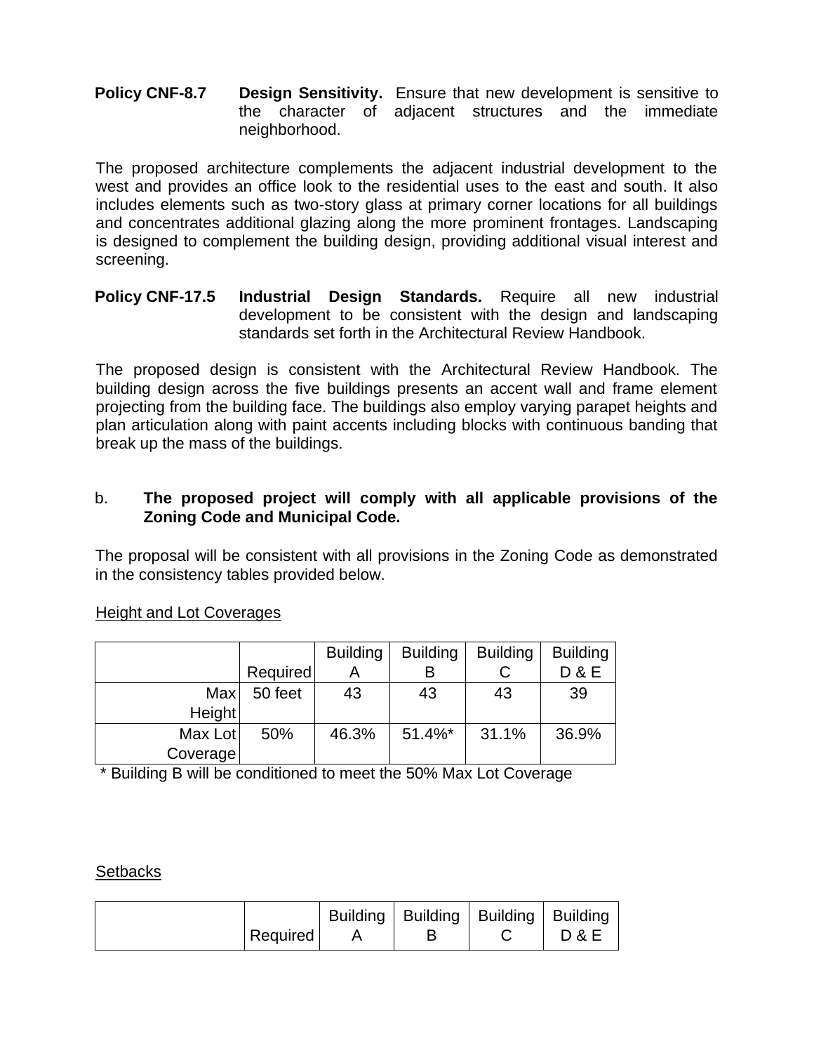**Policy CNF-8.7** **Design Sensitivity.** Ensure that new development is sensitive to the character of adjacent structures and the immediate neighborhood.

The proposed architecture complements the adjacent industrial development to the west and provides an office look to the residential uses to the east and south. It also includes elements such as two-story glass at primary corner locations for all buildings and concentrates additional glazing along the more prominent frontages. Landscaping is designed to complement the building design, providing additional visual interest and screening.

**Policy CNF-17.5** **Industrial Design Standards.** Require all new industrial development to be consistent with the design and landscaping standards set forth in the Architectural Review Handbook.

The proposed design is consistent with the Architectural Review Handbook. The building design across the five buildings presents an accent wall and frame element projecting from the building face. The buildings also employ varying parapet heights and plan articulation along with paint accents including blocks with continuous banding that break up the mass of the buildings.

b. **The proposed project will comply with all applicable provisions of the Zoning Code and Municipal Code.**

The proposal will be consistent with all provisions in the Zoning Code as demonstrated in the consistency tables provided below.

Height and Lot Coverages

| | Required | Building A | Building B | Building C | Building D & E |
|---|---|---|---|---|---|
| Max Height | 50 feet | 43 | 43 | 43 | 39 |
| Max Lot Coverage | 50% | 46.3% | 51.4%* | 31.1% | 36.9% |

\* Building B will be conditioned to meet the 50% Max Lot Coverage

Setbacks

| | Required | Building A | Building B | Building C | Building D & E |
|---|---|---|---|---|---|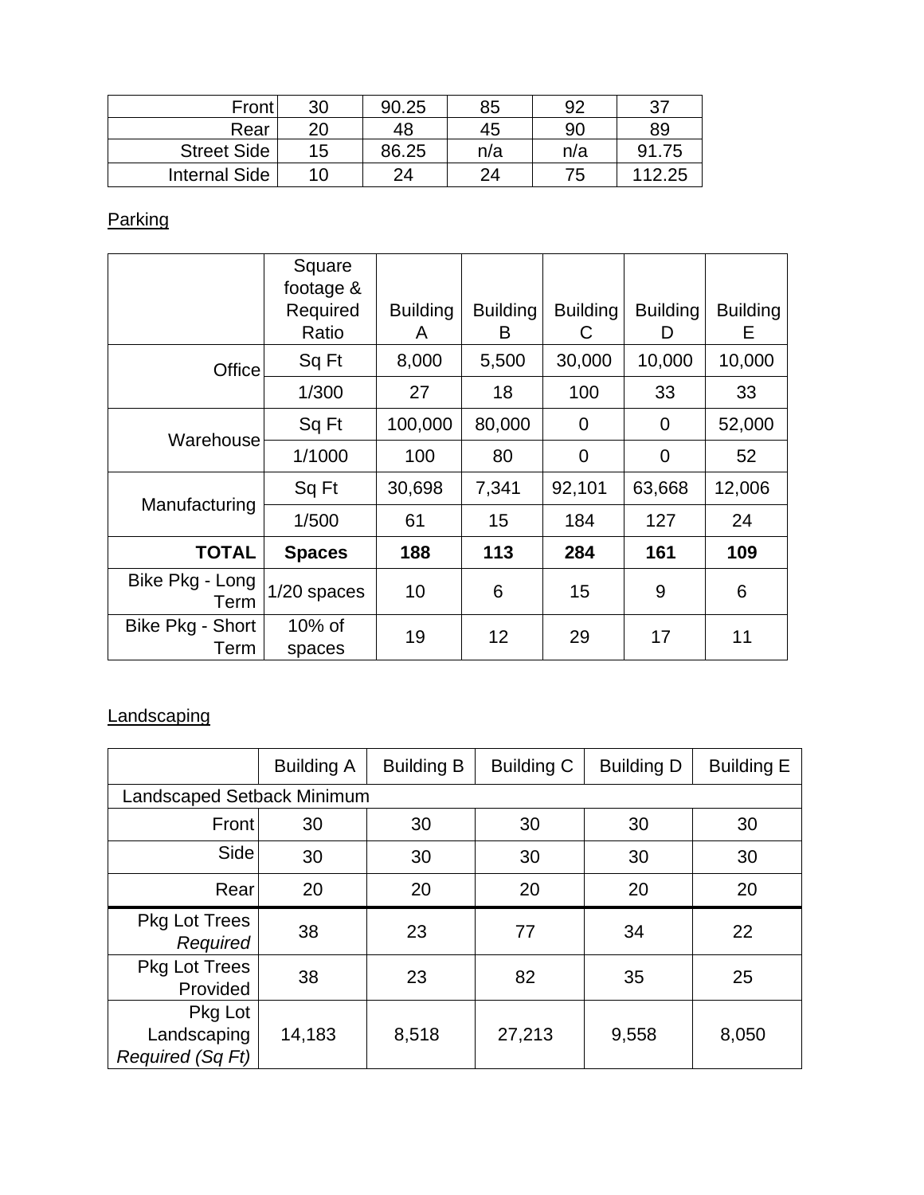| Front | 30 | 90.25 | 85 | 92 | 37 |
|---|---|---|---|---|---|
| Rear | 20 | 48 | 45 | 90 | 89 |
| Street Side | 15 | 86.25 | n/a | n/a | 91.75 |
| Internal Side | 10 | 24 | 24 | 75 | 112.25 |

Parking

| | Square footage & Required Ratio | Building A | Building B | Building C | Building D | Building E |
|---|---|---|---|---|---|---|
| Office | Sq Ft | 8,000 | 5,500 | 30,000 | 10,000 | 10,000 |
| | 1/300 | 27 | 18 | 100 | 33 | 33 |
| Warehouse | Sq Ft | 100,000 | 80,000 | 0 | 0 | 52,000 |
| | 1/1000 | 100 | 80 | 0 | 0 | 52 |
| Manufacturing | Sq Ft | 30,698 | 7,341 | 92,101 | 63,668 | 12,006 |
| | 1/500 | 61 | 15 | 184 | 127 | 24 |
| **TOTAL** | **Spaces** | **188** | **113** | **284** | **161** | **109** |
| Bike Pkg - Long Term | 1/20 spaces | 10 | 6 | 15 | 9 | 6 |
| Bike Pkg - Short Term | 10% of spaces | 19 | 12 | 29 | 17 | 11 |

Landscaping

| | Building A | Building B | Building C | Building D | Building E |
|---|---|---|---|---|---|
| Landscaped Setback Minimum | | | | | |
| Front | 30 | 30 | 30 | 30 | 30 |
| Side | 30 | 30 | 30 | 30 | 30 |
| Rear | 20 | 20 | 20 | 20 | 20 |
| Pkg Lot Trees *Required* | 38 | 23 | 77 | 34 | 22 |
| Pkg Lot Trees Provided | 38 | 23 | 82 | 35 | 25 |
| Pkg Lot Landscaping *Required (Sq Ft)* | 14,183 | 8,518 | 27,213 | 9,558 | 8,050 |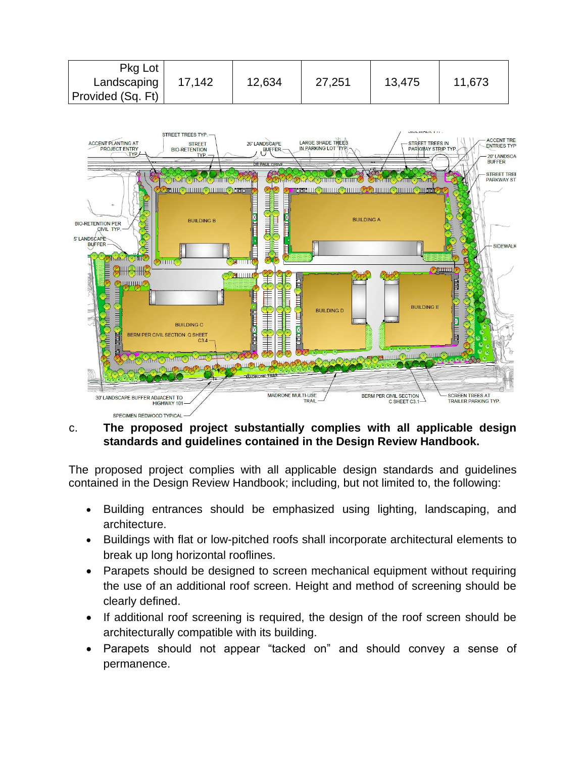| Pkg Lot Landscaping Provided (Sq. Ft) | 17,142 | 12,634 | 27,251 | 13,475 | 11,673 |
|---|---|---|---|---|---|

c. **The proposed project substantially complies with all applicable design standards and guidelines contained in the Design Review Handbook.**

The proposed project complies with all applicable design standards and guidelines contained in the Design Review Handbook; including, but not limited to, the following:

- Building entrances should be emphasized using lighting, landscaping, and architecture.
- Buildings with flat or low-pitched roofs shall incorporate architectural elements to break up long horizontal rooflines.
- Parapets should be designed to screen mechanical equipment without requiring the use of an additional roof screen. Height and method of screening should be clearly defined.
- If additional roof screening is required, the design of the roof screen should be architecturally compatible with its building.
- Parapets should not appear "tacked on" and should convey a sense of permanence.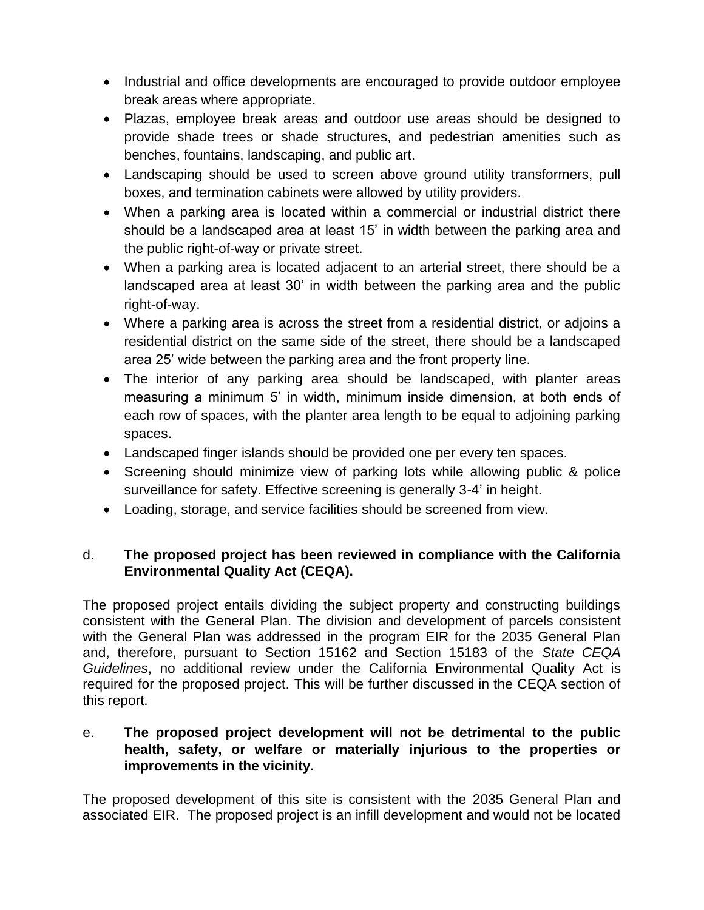- Industrial and office developments are encouraged to provide outdoor employee break areas where appropriate.
- Plazas, employee break areas and outdoor use areas should be designed to provide shade trees or shade structures, and pedestrian amenities such as benches, fountains, landscaping, and public art.
- Landscaping should be used to screen above ground utility transformers, pull boxes, and termination cabinets were allowed by utility providers.
- When a parking area is located within a commercial or industrial district there should be a landscaped area at least 15' in width between the parking area and the public right-of-way or private street.
- When a parking area is located adjacent to an arterial street, there should be a landscaped area at least 30' in width between the parking area and the public right-of-way.
- Where a parking area is across the street from a residential district, or adjoins a residential district on the same side of the street, there should be a landscaped area 25' wide between the parking area and the front property line.
- The interior of any parking area should be landscaped, with planter areas measuring a minimum 5' in width, minimum inside dimension, at both ends of each row of spaces, with the planter area length to be equal to adjoining parking spaces.
- Landscaped finger islands should be provided one per every ten spaces.
- Screening should minimize view of parking lots while allowing public & police surveillance for safety. Effective screening is generally 3-4' in height.
- Loading, storage, and service facilities should be screened from view.

d. **The proposed project has been reviewed in compliance with the California Environmental Quality Act (CEQA).**

The proposed project entails dividing the subject property and constructing buildings consistent with the General Plan. The division and development of parcels consistent with the General Plan was addressed in the program EIR for the 2035 General Plan and, therefore, pursuant to Section 15162 and Section 15183 of the *State CEQA Guidelines*, no additional review under the California Environmental Quality Act is required for the proposed project. This will be further discussed in the CEQA section of this report.

e. **The proposed project development will not be detrimental to the public health, safety, or welfare or materially injurious to the properties or improvements in the vicinity.**

The proposed development of this site is consistent with the 2035 General Plan and associated EIR. The proposed project is an infill development and would not be located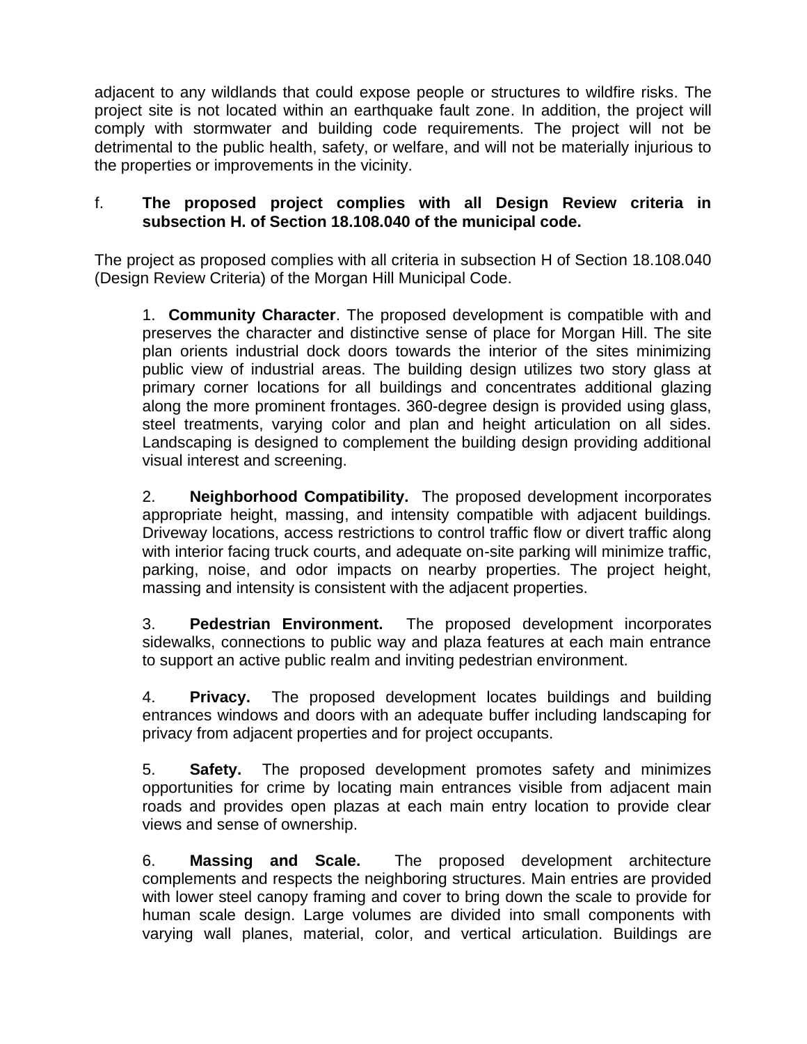adjacent to any wildlands that could expose people or structures to wildfire risks. The project site is not located within an earthquake fault zone. In addition, the project will comply with stormwater and building code requirements. The project will not be detrimental to the public health, safety, or welfare, and will not be materially injurious to the properties or improvements in the vicinity.

f. **The proposed project complies with all Design Review criteria in subsection H. of Section 18.108.040 of the municipal code.**

The project as proposed complies with all criteria in subsection H of Section 18.108.040 (Design Review Criteria) of the Morgan Hill Municipal Code.

1. **Community Character**. The proposed development is compatible with and preserves the character and distinctive sense of place for Morgan Hill. The site plan orients industrial dock doors towards the interior of the sites minimizing public view of industrial areas. The building design utilizes two story glass at primary corner locations for all buildings and concentrates additional glazing along the more prominent frontages. 360-degree design is provided using glass, steel treatments, varying color and plan and height articulation on all sides. Landscaping is designed to complement the building design providing additional visual interest and screening.

2. **Neighborhood Compatibility.** The proposed development incorporates appropriate height, massing, and intensity compatible with adjacent buildings. Driveway locations, access restrictions to control traffic flow or divert traffic along with interior facing truck courts, and adequate on-site parking will minimize traffic, parking, noise, and odor impacts on nearby properties. The project height, massing and intensity is consistent with the adjacent properties.

3. **Pedestrian Environment.** The proposed development incorporates sidewalks, connections to public way and plaza features at each main entrance to support an active public realm and inviting pedestrian environment.

4. **Privacy.** The proposed development locates buildings and building entrances windows and doors with an adequate buffer including landscaping for privacy from adjacent properties and for project occupants.

5. **Safety.** The proposed development promotes safety and minimizes opportunities for crime by locating main entrances visible from adjacent main roads and provides open plazas at each main entry location to provide clear views and sense of ownership.

6. **Massing and Scale.** The proposed development architecture complements and respects the neighboring structures. Main entries are provided with lower steel canopy framing and cover to bring down the scale to provide for human scale design. Large volumes are divided into small components with varying wall planes, material, color, and vertical articulation. Buildings are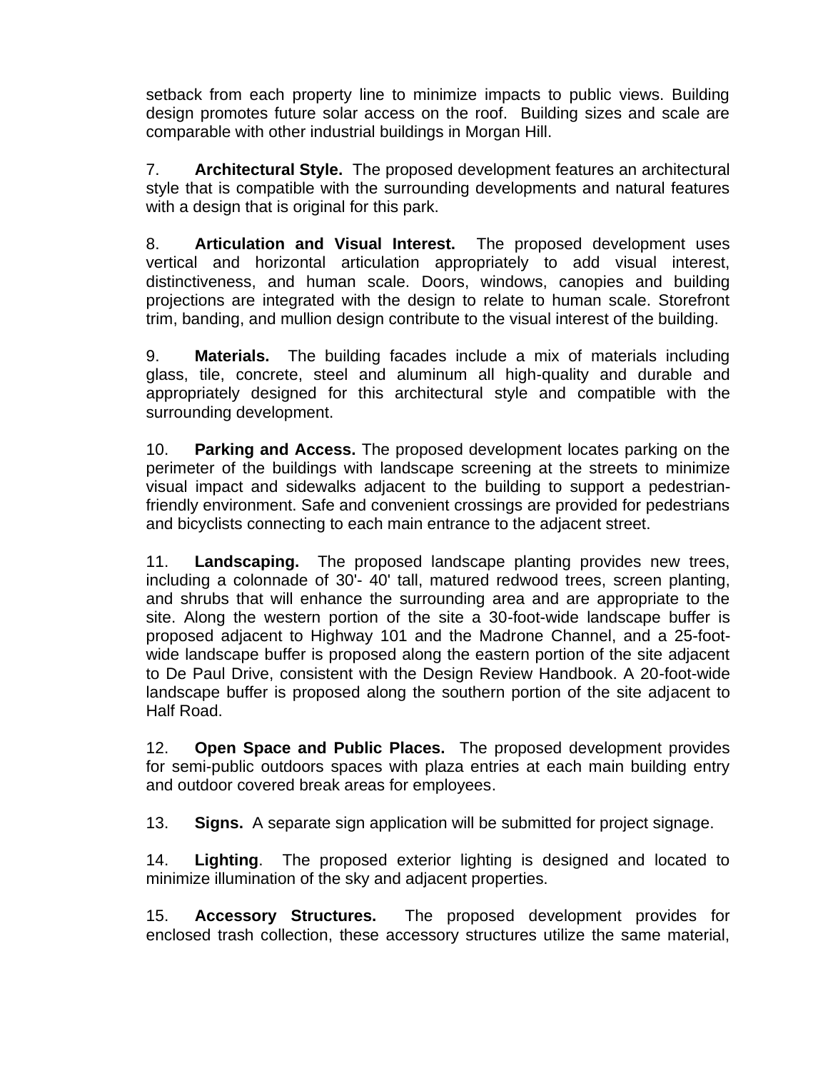setback from each property line to minimize impacts to public views. Building design promotes future solar access on the roof. Building sizes and scale are comparable with other industrial buildings in Morgan Hill.

7. **Architectural Style.** The proposed development features an architectural style that is compatible with the surrounding developments and natural features with a design that is original for this park.

8. **Articulation and Visual Interest.** The proposed development uses vertical and horizontal articulation appropriately to add visual interest, distinctiveness, and human scale. Doors, windows, canopies and building projections are integrated with the design to relate to human scale. Storefront trim, banding, and mullion design contribute to the visual interest of the building.

9. **Materials.** The building facades include a mix of materials including glass, tile, concrete, steel and aluminum all high-quality and durable and appropriately designed for this architectural style and compatible with the surrounding development.

10. **Parking and Access.** The proposed development locates parking on the perimeter of the buildings with landscape screening at the streets to minimize visual impact and sidewalks adjacent to the building to support a pedestrian-friendly environment. Safe and convenient crossings are provided for pedestrians and bicyclists connecting to each main entrance to the adjacent street.

11. **Landscaping.** The proposed landscape planting provides new trees, including a colonnade of 30'- 40' tall, matured redwood trees, screen planting, and shrubs that will enhance the surrounding area and are appropriate to the site. Along the western portion of the site a 30-foot-wide landscape buffer is proposed adjacent to Highway 101 and the Madrone Channel, and a 25-foot-wide landscape buffer is proposed along the eastern portion of the site adjacent to De Paul Drive, consistent with the Design Review Handbook. A 20-foot-wide landscape buffer is proposed along the southern portion of the site adjacent to Half Road.

12. **Open Space and Public Places.** The proposed development provides for semi-public outdoors spaces with plaza entries at each main building entry and outdoor covered break areas for employees.

13. **Signs.** A separate sign application will be submitted for project signage.

14. **Lighting**. The proposed exterior lighting is designed and located to minimize illumination of the sky and adjacent properties.

15. **Accessory Structures.** The proposed development provides for enclosed trash collection, these accessory structures utilize the same material,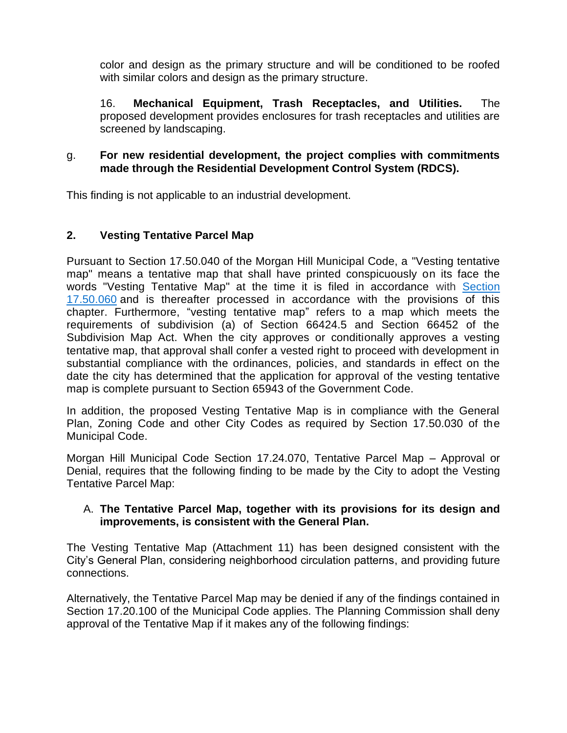color and design as the primary structure and will be conditioned to be roofed with similar colors and design as the primary structure.

16. **Mechanical Equipment, Trash Receptacles, and Utilities.** The proposed development provides enclosures for trash receptacles and utilities are screened by landscaping.

g. **For new residential development, the project complies with commitments made through the Residential Development Control System (RDCS).**

This finding is not applicable to an industrial development.

## 2. Vesting Tentative Parcel Map

Pursuant to Section 17.50.040 of the Morgan Hill Municipal Code, a "Vesting tentative map" means a tentative map that shall have printed conspicuously on its face the words "Vesting Tentative Map" at the time it is filed in accordance with [Section 17.50.060] and is thereafter processed in accordance with the provisions of this chapter. Furthermore, "vesting tentative map" refers to a map which meets the requirements of subdivision (a) of Section 66424.5 and Section 66452 of the Subdivision Map Act. When the city approves or conditionally approves a vesting tentative map, that approval shall confer a vested right to proceed with development in substantial compliance with the ordinances, policies, and standards in effect on the date the city has determined that the application for approval of the vesting tentative map is complete pursuant to Section 65943 of the Government Code.

In addition, the proposed Vesting Tentative Map is in compliance with the General Plan, Zoning Code and other City Codes as required by Section 17.50.030 of the Municipal Code.

Morgan Hill Municipal Code Section 17.24.070, Tentative Parcel Map – Approval or Denial, requires that the following finding to be made by the City to adopt the Vesting Tentative Parcel Map:

A. **The Tentative Parcel Map, together with its provisions for its design and improvements, is consistent with the General Plan.**

The Vesting Tentative Map (Attachment 11) has been designed consistent with the City's General Plan, considering neighborhood circulation patterns, and providing future connections.

Alternatively, the Tentative Parcel Map may be denied if any of the findings contained in Section 17.20.100 of the Municipal Code applies. The Planning Commission shall deny approval of the Tentative Map if it makes any of the following findings: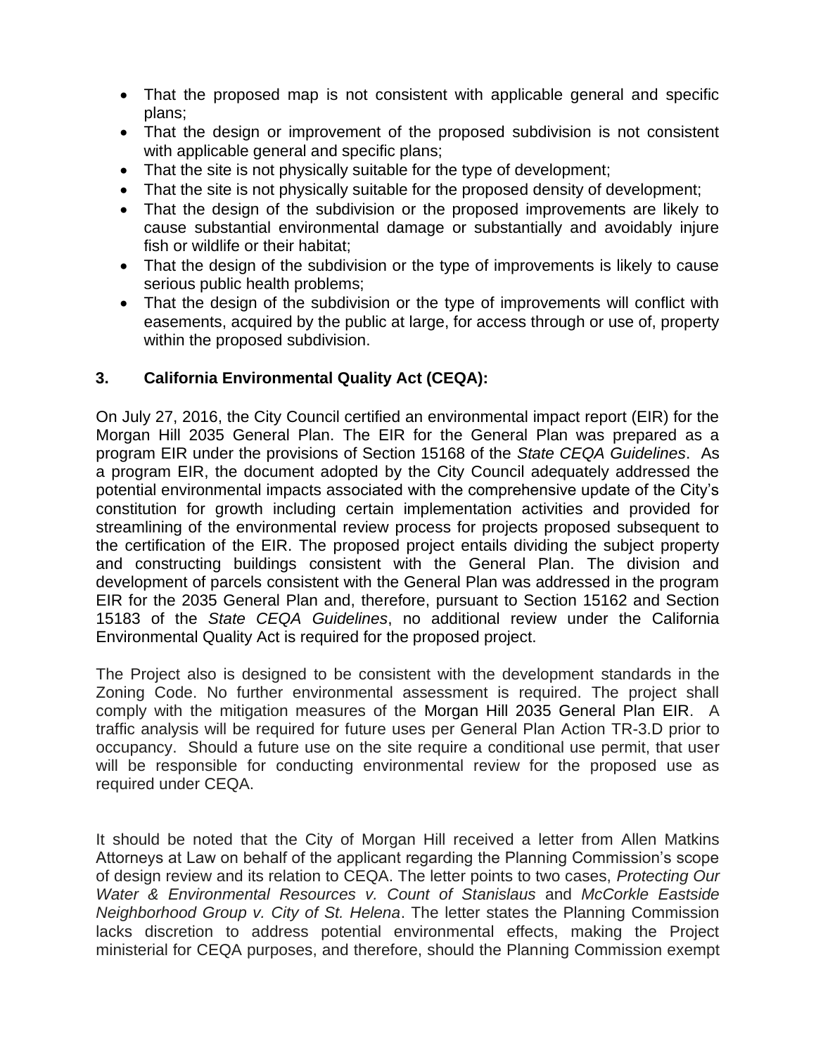- That the proposed map is not consistent with applicable general and specific plans;
- That the design or improvement of the proposed subdivision is not consistent with applicable general and specific plans;
- That the site is not physically suitable for the type of development;
- That the site is not physically suitable for the proposed density of development;
- That the design of the subdivision or the proposed improvements are likely to cause substantial environmental damage or substantially and avoidably injure fish or wildlife or their habitat;
- That the design of the subdivision or the type of improvements is likely to cause serious public health problems;
- That the design of the subdivision or the type of improvements will conflict with easements, acquired by the public at large, for access through or use of, property within the proposed subdivision.

### 3. California Environmental Quality Act (CEQA):

On July 27, 2016, the City Council certified an environmental impact report (EIR) for the Morgan Hill 2035 General Plan. The EIR for the General Plan was prepared as a program EIR under the provisions of Section 15168 of the *State CEQA Guidelines*. As a program EIR, the document adopted by the City Council adequately addressed the potential environmental impacts associated with the comprehensive update of the City's constitution for growth including certain implementation activities and provided for streamlining of the environmental review process for projects proposed subsequent to the certification of the EIR. The proposed project entails dividing the subject property and constructing buildings consistent with the General Plan. The division and development of parcels consistent with the General Plan was addressed in the program EIR for the 2035 General Plan and, therefore, pursuant to Section 15162 and Section 15183 of the *State CEQA Guidelines*, no additional review under the California Environmental Quality Act is required for the proposed project.

The Project also is designed to be consistent with the development standards in the Zoning Code. No further environmental assessment is required. The project shall comply with the mitigation measures of the Morgan Hill 2035 General Plan EIR. A traffic analysis will be required for future uses per General Plan Action TR-3.D prior to occupancy. Should a future use on the site require a conditional use permit, that user will be responsible for conducting environmental review for the proposed use as required under CEQA.

It should be noted that the City of Morgan Hill received a letter from Allen Matkins Attorneys at Law on behalf of the applicant regarding the Planning Commission's scope of design review and its relation to CEQA. The letter points to two cases, *Protecting Our Water & Environmental Resources v. Count of Stanislaus* and *McCorkle Eastside Neighborhood Group v. City of St. Helena*. The letter states the Planning Commission lacks discretion to address potential environmental effects, making the Project ministerial for CEQA purposes, and therefore, should the Planning Commission exempt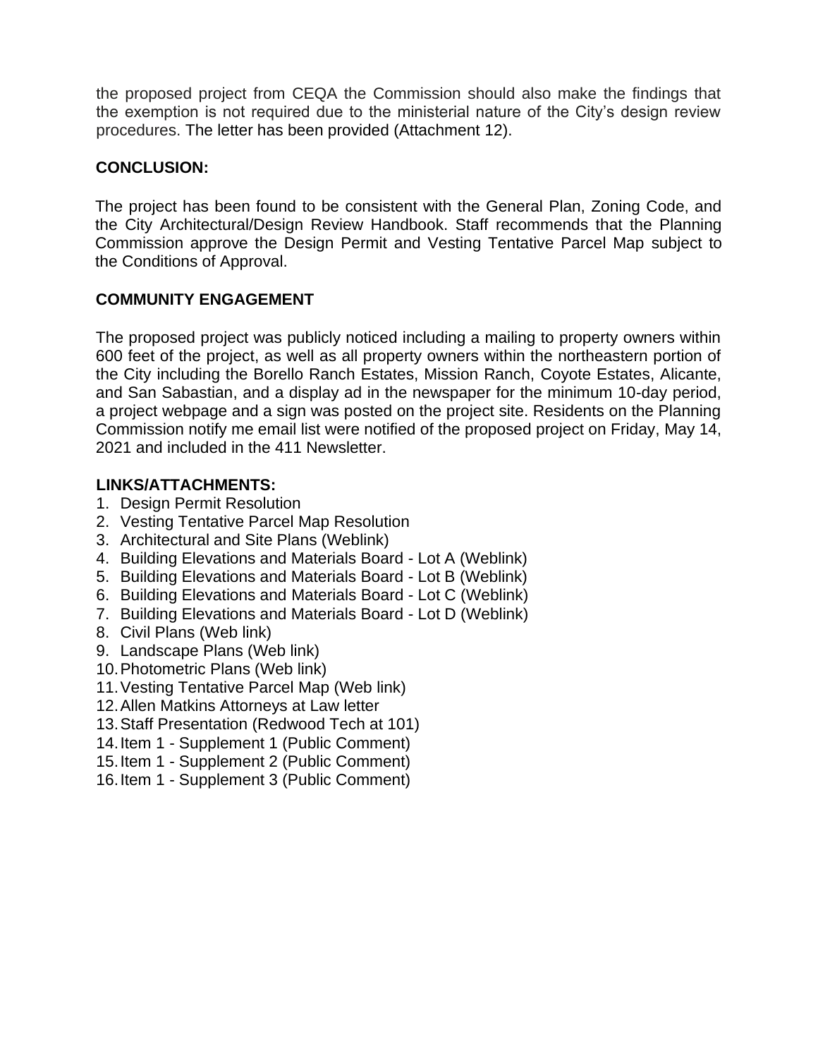the proposed project from CEQA the Commission should also make the findings that the exemption is not required due to the ministerial nature of the City's design review procedures. The letter has been provided (Attachment 12).

**CONCLUSION:**

The project has been found to be consistent with the General Plan, Zoning Code, and the City Architectural/Design Review Handbook. Staff recommends that the Planning Commission approve the Design Permit and Vesting Tentative Parcel Map subject to the Conditions of Approval.

**COMMUNITY ENGAGEMENT**

The proposed project was publicly noticed including a mailing to property owners within 600 feet of the project, as well as all property owners within the northeastern portion of the City including the Borello Ranch Estates, Mission Ranch, Coyote Estates, Alicante, and San Sabastian, and a display ad in the newspaper for the minimum 10-day period, a project webpage and a sign was posted on the project site. Residents on the Planning Commission notify me email list were notified of the proposed project on Friday, May 14, 2021 and included in the 411 Newsletter.

**LINKS/ATTACHMENTS:**

1. Design Permit Resolution
2. Vesting Tentative Parcel Map Resolution
3. Architectural and Site Plans (Weblink)
4. Building Elevations and Materials Board - Lot A (Weblink)
5. Building Elevations and Materials Board - Lot B (Weblink)
6. Building Elevations and Materials Board - Lot C (Weblink)
7. Building Elevations and Materials Board - Lot D (Weblink)
8. Civil Plans (Web link)
9. Landscape Plans (Web link)
10. Photometric Plans (Web link)
11. Vesting Tentative Parcel Map (Web link)
12. Allen Matkins Attorneys at Law letter
13. Staff Presentation (Redwood Tech at 101)
14. Item 1 - Supplement 1 (Public Comment)
15. Item 1 - Supplement 2 (Public Comment)
16. Item 1 - Supplement 3 (Public Comment)